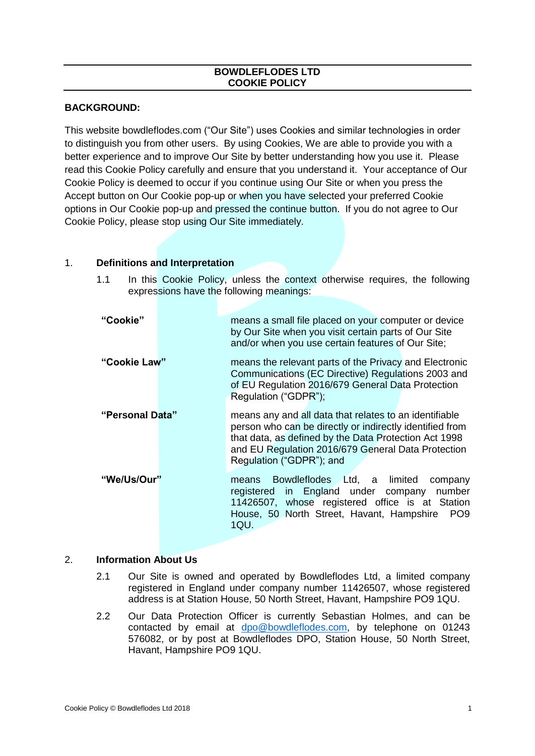# BOWDLEFLODES LTD
# COOKIE POLICY

**BACKGROUND:**

This website bowdleflodes.com ("Our Site") uses Cookies and similar technologies in order to distinguish you from other users. By using Cookies, We are able to provide you with a better experience and to improve Our Site by better understanding how you use it. Please read this Cookie Policy carefully and ensure that you understand it. Your acceptance of Our Cookie Policy is deemed to occur if you continue using Our Site or when you press the Accept button on Our Cookie pop-up or when you have selected your preferred Cookie options in Our Cookie pop-up and pressed the continue button. If you do not agree to Our Cookie Policy, please stop using Our Site immediately.

## 1. Definitions and Interpretation

1.1 In this Cookie Policy, unless the context otherwise requires, the following expressions have the following meanings:

| | |
|---|---|
| **"Cookie"** | means a small file placed on your computer or device by Our Site when you visit certain parts of Our Site and/or when you use certain features of Our Site; |
| **"Cookie Law"** | means the relevant parts of the Privacy and Electronic Communications (EC Directive) Regulations 2003 and of EU Regulation 2016/679 General Data Protection Regulation ("GDPR"); |
| **"Personal Data"** | means any and all data that relates to an identifiable person who can be directly or indirectly identified from that data, as defined by the Data Protection Act 1998 and EU Regulation 2016/679 General Data Protection Regulation ("GDPR"); and |
| **"We/Us/Our"** | means Bowdleflodes Ltd, a limited company registered in England under company number 11426507, whose registered office is at Station House, 50 North Street, Havant, Hampshire PO9 1QU. |

## 2. Information About Us

2.1 Our Site is owned and operated by Bowdleflodes Ltd, a limited company registered in England under company number 11426507, whose registered address is at Station House, 50 North Street, Havant, Hampshire PO9 1QU.

2.2 Our Data Protection Officer is currently Sebastian Holmes, and can be contacted by email at dpo@bowdleflodes.com, by telephone on 01243 576082, or by post at Bowdleflodes DPO, Station House, 50 North Street, Havant, Hampshire PO9 1QU.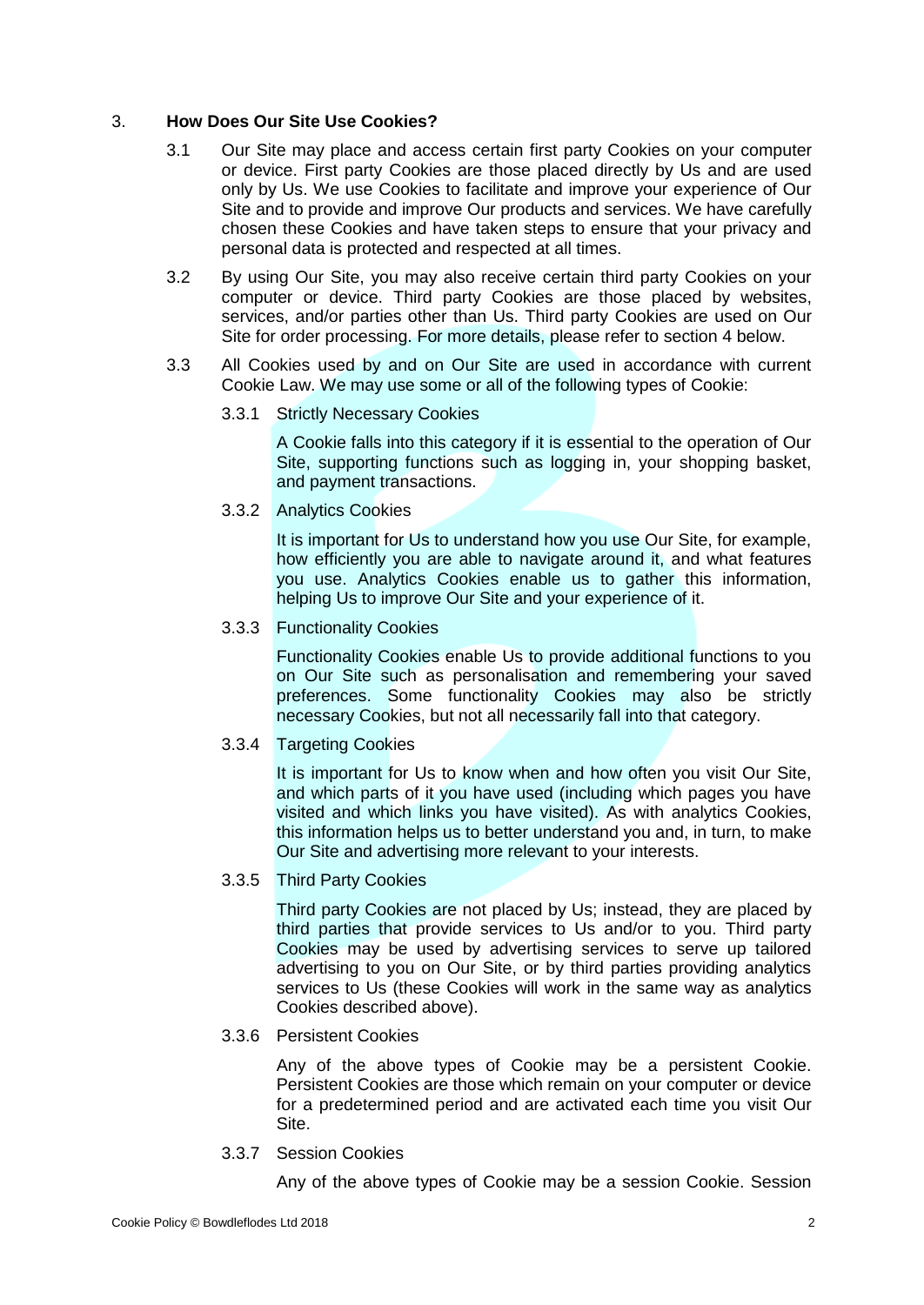## 3. How Does Our Site Use Cookies?

3.1 Our Site may place and access certain first party Cookies on your computer or device. First party Cookies are those placed directly by Us and are used only by Us. We use Cookies to facilitate and improve your experience of Our Site and to provide and improve Our products and services. We have carefully chosen these Cookies and have taken steps to ensure that your privacy and personal data is protected and respected at all times.

3.2 By using Our Site, you may also receive certain third party Cookies on your computer or device. Third party Cookies are those placed by websites, services, and/or parties other than Us. Third party Cookies are used on Our Site for order processing. For more details, please refer to section 4 below.

3.3 All Cookies used by and on Our Site are used in accordance with current Cookie Law. We may use some or all of the following types of Cookie:

3.3.1 Strictly Necessary Cookies

A Cookie falls into this category if it is essential to the operation of Our Site, supporting functions such as logging in, your shopping basket, and payment transactions.

3.3.2 Analytics Cookies

It is important for Us to understand how you use Our Site, for example, how efficiently you are able to navigate around it, and what features you use. Analytics Cookies enable us to gather this information, helping Us to improve Our Site and your experience of it.

3.3.3 Functionality Cookies

Functionality Cookies enable Us to provide additional functions to you on Our Site such as personalisation and remembering your saved preferences. Some functionality Cookies may also be strictly necessary Cookies, but not all necessarily fall into that category.

3.3.4 Targeting Cookies

It is important for Us to know when and how often you visit Our Site, and which parts of it you have used (including which pages you have visited and which links you have visited). As with analytics Cookies, this information helps us to better understand you and, in turn, to make Our Site and advertising more relevant to your interests.

3.3.5 Third Party Cookies

Third party Cookies are not placed by Us; instead, they are placed by third parties that provide services to Us and/or to you. Third party Cookies may be used by advertising services to serve up tailored advertising to you on Our Site, or by third parties providing analytics services to Us (these Cookies will work in the same way as analytics Cookies described above).

3.3.6 Persistent Cookies

Any of the above types of Cookie may be a persistent Cookie. Persistent Cookies are those which remain on your computer or device for a predetermined period and are activated each time you visit Our Site.

3.3.7 Session Cookies

Any of the above types of Cookie may be a session Cookie. Session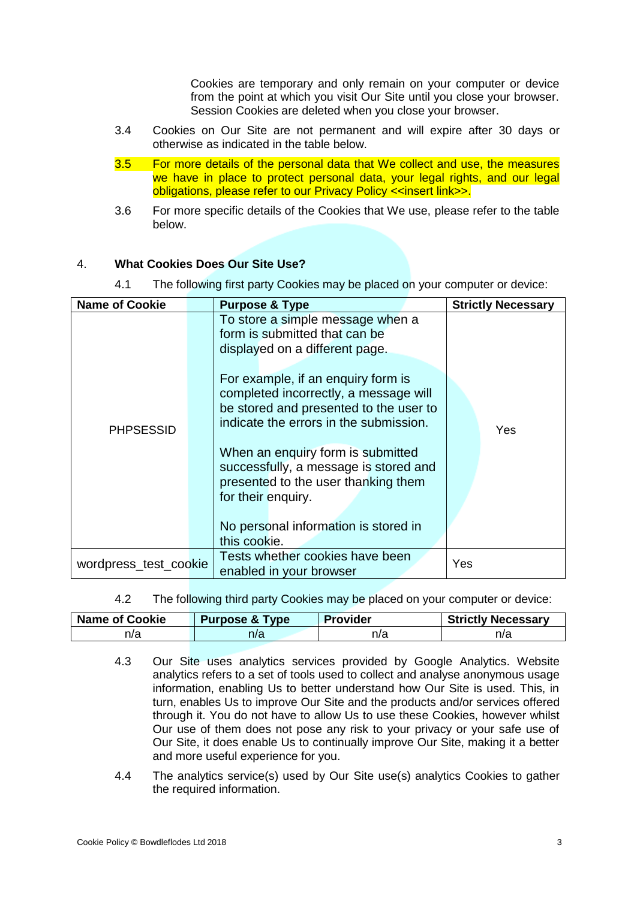Cookies are temporary and only remain on your computer or device from the point at which you visit Our Site until you close your browser. Session Cookies are deleted when you close your browser.

3.4 Cookies on Our Site are not permanent and will expire after 30 days or otherwise as indicated in the table below.

3.5 For more details of the personal data that We collect and use, the measures we have in place to protect personal data, your legal rights, and our legal obligations, please refer to our Privacy Policy <<insert link>>.

3.6 For more specific details of the Cookies that We use, please refer to the table below.

## 4. What Cookies Does Our Site Use?

4.1 The following first party Cookies may be placed on your computer or device:

| Name of Cookie | Purpose & Type | Strictly Necessary |
|---|---|---|
| PHPSESSID | To store a simple message when a form is submitted that can be displayed on a different page.<br><br>For example, if an enquiry form is completed incorrectly, a message will be stored and presented to the user to indicate the errors in the submission.<br><br>When an enquiry form is submitted successfully, a message is stored and presented to the user thanking them for their enquiry.<br><br>No personal information is stored in this cookie. | Yes |
| wordpress_test_cookie | Tests whether cookies have been enabled in your browser | Yes |

4.2 The following third party Cookies may be placed on your computer or device:

| Name of Cookie | Purpose & Type | Provider | Strictly Necessary |
|---|---|---|---|
| n/a | n/a | n/a | n/a |

4.3 Our Site uses analytics services provided by Google Analytics. Website analytics refers to a set of tools used to collect and analyse anonymous usage information, enabling Us to better understand how Our Site is used. This, in turn, enables Us to improve Our Site and the products and/or services offered through it. You do not have to allow Us to use these Cookies, however whilst Our use of them does not pose any risk to your privacy or your safe use of Our Site, it does enable Us to continually improve Our Site, making it a better and more useful experience for you.

4.4 The analytics service(s) used by Our Site use(s) analytics Cookies to gather the required information.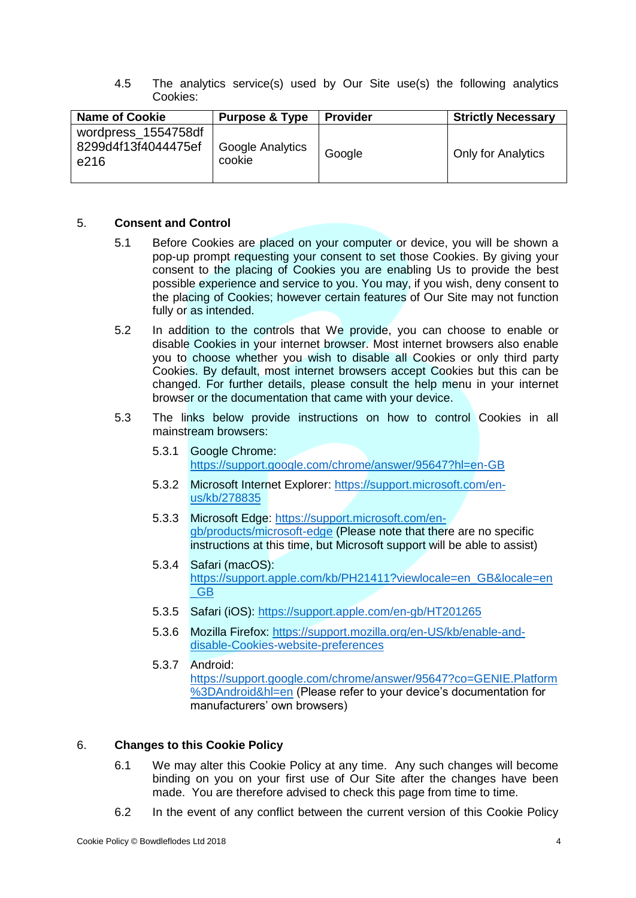4.5 The analytics service(s) used by Our Site use(s) the following analytics Cookies:

| Name of Cookie | Purpose & Type | Provider | Strictly Necessary |
|---|---|---|---|
| wordpress_1554758df8299d4f13f4044475efe216 | Google Analytics cookie | Google | Only for Analytics |

## 5. Consent and Control

5.1 Before Cookies are placed on your computer or device, you will be shown a pop-up prompt requesting your consent to set those Cookies. By giving your consent to the placing of Cookies you are enabling Us to provide the best possible experience and service to you. You may, if you wish, deny consent to the placing of Cookies; however certain features of Our Site may not function fully or as intended.

5.2 In addition to the controls that We provide, you can choose to enable or disable Cookies in your internet browser. Most internet browsers also enable you to choose whether you wish to disable all Cookies or only third party Cookies. By default, most internet browsers accept Cookies but this can be changed. For further details, please consult the help menu in your internet browser or the documentation that came with your device.

5.3 The links below provide instructions on how to control Cookies in all mainstream browsers:

5.3.1 Google Chrome: https://support.google.com/chrome/answer/95647?hl=en-GB

5.3.2 Microsoft Internet Explorer: https://support.microsoft.com/en-us/kb/278835

5.3.3 Microsoft Edge: https://support.microsoft.com/en-gb/products/microsoft-edge (Please note that there are no specific instructions at this time, but Microsoft support will be able to assist)

5.3.4 Safari (macOS): https://support.apple.com/kb/PH21411?viewlocale=en_GB&locale=en_GB

5.3.5 Safari (iOS): https://support.apple.com/en-gb/HT201265

5.3.6 Mozilla Firefox: https://support.mozilla.org/en-US/kb/enable-and-disable-Cookies-website-preferences

5.3.7 Android: https://support.google.com/chrome/answer/95647?co=GENIE.Platform%3DAndroid&hl=en (Please refer to your device's documentation for manufacturers' own browsers)

## 6. Changes to this Cookie Policy

6.1 We may alter this Cookie Policy at any time. Any such changes will become binding on you on your first use of Our Site after the changes have been made. You are therefore advised to check this page from time to time.

6.2 In the event of any conflict between the current version of this Cookie Policy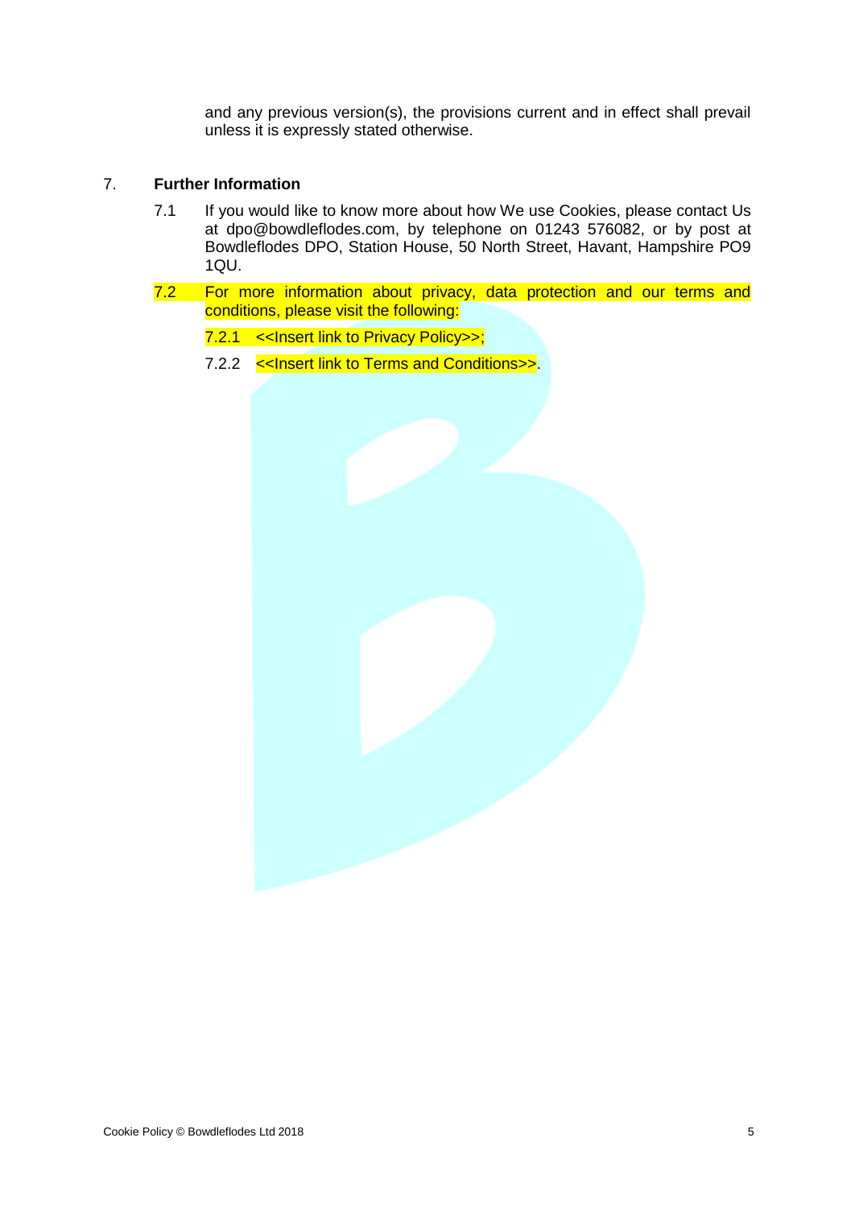and any previous version(s), the provisions current and in effect shall prevail unless it is expressly stated otherwise.

## 7. Further Information

7.1 If you would like to know more about how We use Cookies, please contact Us at dpo@bowdleflodes.com, by telephone on 01243 576082, or by post at Bowdleflodes DPO, Station House, 50 North Street, Havant, Hampshire PO9 1QU.

7.2 For more information about privacy, data protection and our terms and conditions, please visit the following:

7.2.1 <<Insert link to Privacy Policy>>;

7.2.2 <<Insert link to Terms and Conditions>>.